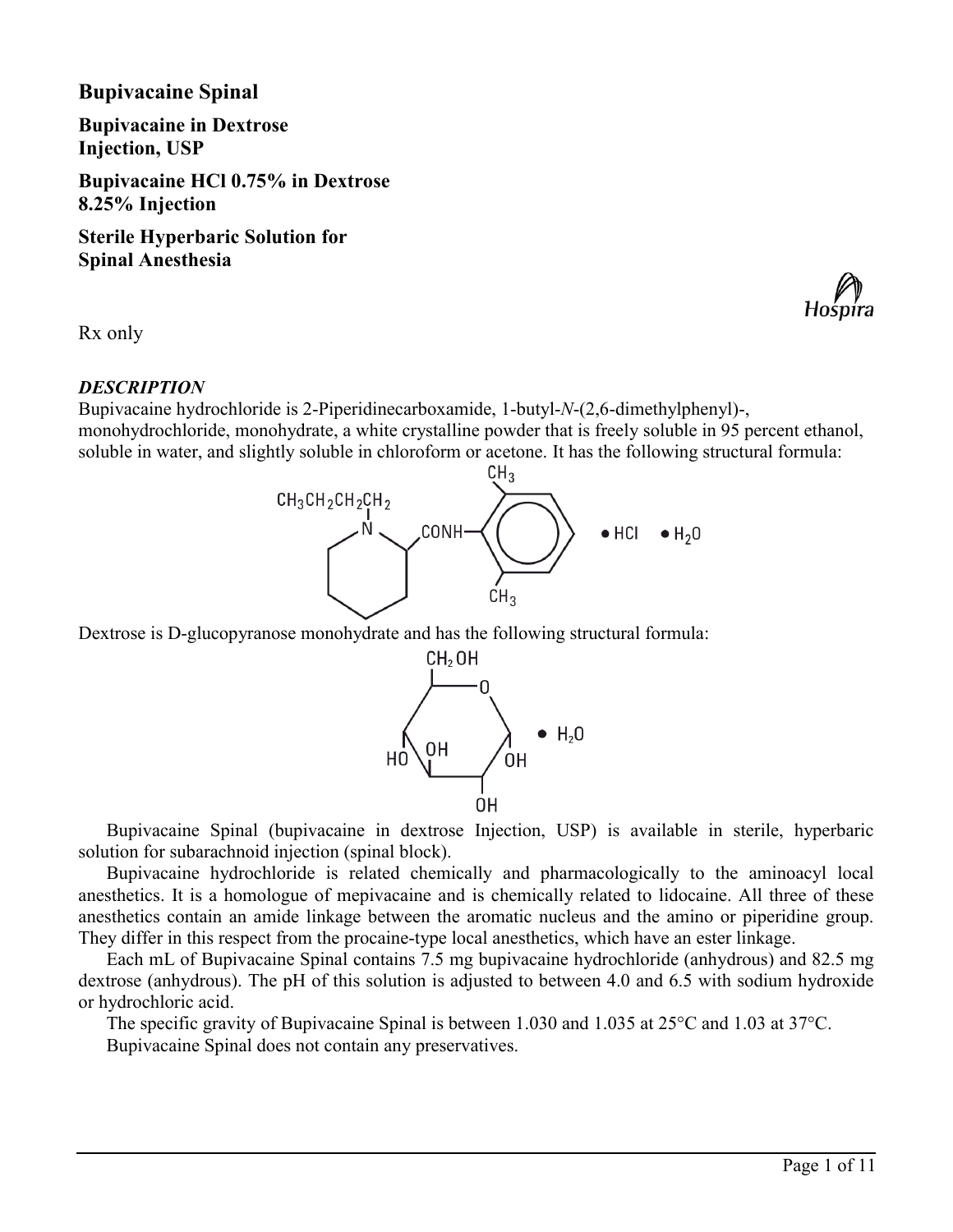# Bupivacaine Spinal

**Bupivacaine in Dextrose Injection, USP**

**Bupivacaine HCl 0.75% in Dextrose 8.25% Injection**

**Sterile Hyperbaric Solution for Spinal Anesthesia**

Rx only

## *DESCRIPTION*

Bupivacaine hydrochloride is 2-Piperidinecarboxamide, 1-butyl-*N*-(2,6-dimethylphenyl)-, monohydrochloride, monohydrate, a white crystalline powder that is freely soluble in 95 percent ethanol, soluble in water, and slightly soluble in chloroform or acetone. It has the following structural formula:

Dextrose is D-glucopyranose monohydrate and has the following structural formula:

Bupivacaine Spinal (bupivacaine in dextrose Injection, USP) is available in sterile, hyperbaric solution for subarachnoid injection (spinal block).

Bupivacaine hydrochloride is related chemically and pharmacologically to the aminoacyl local anesthetics. It is a homologue of mepivacaine and is chemically related to lidocaine. All three of these anesthetics contain an amide linkage between the aromatic nucleus and the amino or piperidine group. They differ in this respect from the procaine-type local anesthetics, which have an ester linkage.

Each mL of Bupivacaine Spinal contains 7.5 mg bupivacaine hydrochloride (anhydrous) and 82.5 mg dextrose (anhydrous). The pH of this solution is adjusted to between 4.0 and 6.5 with sodium hydroxide or hydrochloric acid.

The specific gravity of Bupivacaine Spinal is between 1.030 and 1.035 at 25°C and 1.03 at 37°C.

Bupivacaine Spinal does not contain any preservatives.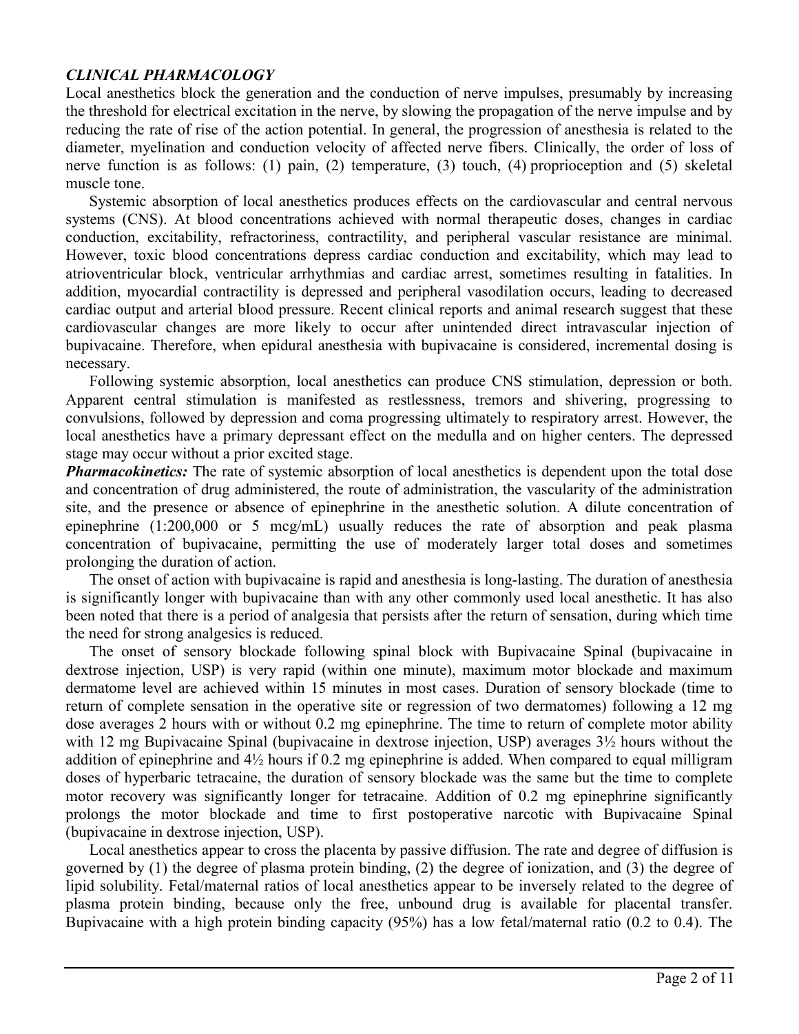## *CLINICAL PHARMACOLOGY*

Local anesthetics block the generation and the conduction of nerve impulses, presumably by increasing the threshold for electrical excitation in the nerve, by slowing the propagation of the nerve impulse and by reducing the rate of rise of the action potential. In general, the progression of anesthesia is related to the diameter, myelination and conduction velocity of affected nerve fibers. Clinically, the order of loss of nerve function is as follows: (1) pain, (2) temperature, (3) touch, (4) proprioception and (5) skeletal muscle tone.

Systemic absorption of local anesthetics produces effects on the cardiovascular and central nervous systems (CNS). At blood concentrations achieved with normal therapeutic doses, changes in cardiac conduction, excitability, refractoriness, contractility, and peripheral vascular resistance are minimal. However, toxic blood concentrations depress cardiac conduction and excitability, which may lead to atrioventricular block, ventricular arrhythmias and cardiac arrest, sometimes resulting in fatalities. In addition, myocardial contractility is depressed and peripheral vasodilation occurs, leading to decreased cardiac output and arterial blood pressure. Recent clinical reports and animal research suggest that these cardiovascular changes are more likely to occur after unintended direct intravascular injection of bupivacaine. Therefore, when epidural anesthesia with bupivacaine is considered, incremental dosing is necessary.

Following systemic absorption, local anesthetics can produce CNS stimulation, depression or both. Apparent central stimulation is manifested as restlessness, tremors and shivering, progressing to convulsions, followed by depression and coma progressing ultimately to respiratory arrest. However, the local anesthetics have a primary depressant effect on the medulla and on higher centers. The depressed stage may occur without a prior excited stage.

***Pharmacokinetics:*** The rate of systemic absorption of local anesthetics is dependent upon the total dose and concentration of drug administered, the route of administration, the vascularity of the administration site, and the presence or absence of epinephrine in the anesthetic solution. A dilute concentration of epinephrine (1:200,000 or 5 mcg/mL) usually reduces the rate of absorption and peak plasma concentration of bupivacaine, permitting the use of moderately larger total doses and sometimes prolonging the duration of action.

The onset of action with bupivacaine is rapid and anesthesia is long-lasting. The duration of anesthesia is significantly longer with bupivacaine than with any other commonly used local anesthetic. It has also been noted that there is a period of analgesia that persists after the return of sensation, during which time the need for strong analgesics is reduced.

The onset of sensory blockade following spinal block with Bupivacaine Spinal (bupivacaine in dextrose injection, USP) is very rapid (within one minute), maximum motor blockade and maximum dermatome level are achieved within 15 minutes in most cases. Duration of sensory blockade (time to return of complete sensation in the operative site or regression of two dermatomes) following a 12 mg dose averages 2 hours with or without 0.2 mg epinephrine. The time to return of complete motor ability with 12 mg Bupivacaine Spinal (bupivacaine in dextrose injection, USP) averages 3½ hours without the addition of epinephrine and 4½ hours if 0.2 mg epinephrine is added. When compared to equal milligram doses of hyperbaric tetracaine, the duration of sensory blockade was the same but the time to complete motor recovery was significantly longer for tetracaine. Addition of 0.2 mg epinephrine significantly prolongs the motor blockade and time to first postoperative narcotic with Bupivacaine Spinal (bupivacaine in dextrose injection, USP).

Local anesthetics appear to cross the placenta by passive diffusion. The rate and degree of diffusion is governed by (1) the degree of plasma protein binding, (2) the degree of ionization, and (3) the degree of lipid solubility. Fetal/maternal ratios of local anesthetics appear to be inversely related to the degree of plasma protein binding, because only the free, unbound drug is available for placental transfer. Bupivacaine with a high protein binding capacity (95%) has a low fetal/maternal ratio (0.2 to 0.4). The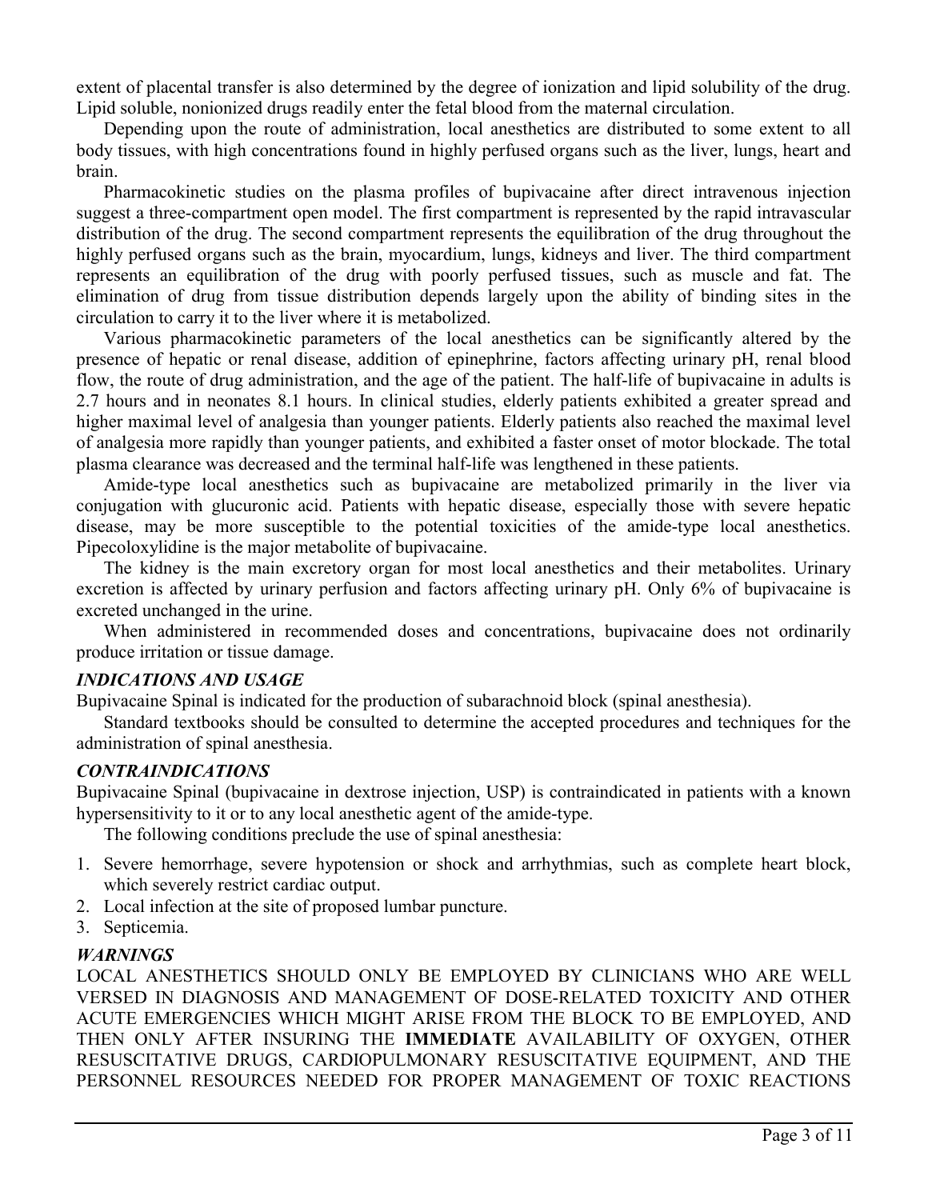extent of placental transfer is also determined by the degree of ionization and lipid solubility of the drug. Lipid soluble, nonionized drugs readily enter the fetal blood from the maternal circulation.

Depending upon the route of administration, local anesthetics are distributed to some extent to all body tissues, with high concentrations found in highly perfused organs such as the liver, lungs, heart and brain.

Pharmacokinetic studies on the plasma profiles of bupivacaine after direct intravenous injection suggest a three-compartment open model. The first compartment is represented by the rapid intravascular distribution of the drug. The second compartment represents the equilibration of the drug throughout the highly perfused organs such as the brain, myocardium, lungs, kidneys and liver. The third compartment represents an equilibration of the drug with poorly perfused tissues, such as muscle and fat. The elimination of drug from tissue distribution depends largely upon the ability of binding sites in the circulation to carry it to the liver where it is metabolized.

Various pharmacokinetic parameters of the local anesthetics can be significantly altered by the presence of hepatic or renal disease, addition of epinephrine, factors affecting urinary pH, renal blood flow, the route of drug administration, and the age of the patient. The half-life of bupivacaine in adults is 2.7 hours and in neonates 8.1 hours. In clinical studies, elderly patients exhibited a greater spread and higher maximal level of analgesia than younger patients. Elderly patients also reached the maximal level of analgesia more rapidly than younger patients, and exhibited a faster onset of motor blockade. The total plasma clearance was decreased and the terminal half-life was lengthened in these patients.

Amide-type local anesthetics such as bupivacaine are metabolized primarily in the liver via conjugation with glucuronic acid. Patients with hepatic disease, especially those with severe hepatic disease, may be more susceptible to the potential toxicities of the amide-type local anesthetics. Pipecoloxylidine is the major metabolite of bupivacaine.

The kidney is the main excretory organ for most local anesthetics and their metabolites. Urinary excretion is affected by urinary perfusion and factors affecting urinary pH. Only 6% of bupivacaine is excreted unchanged in the urine.

When administered in recommended doses and concentrations, bupivacaine does not ordinarily produce irritation or tissue damage.

### *INDICATIONS AND USAGE*

Bupivacaine Spinal is indicated for the production of subarachnoid block (spinal anesthesia).

Standard textbooks should be consulted to determine the accepted procedures and techniques for the administration of spinal anesthesia.

### *CONTRAINDICATIONS*

Bupivacaine Spinal (bupivacaine in dextrose injection, USP) is contraindicated in patients with a known hypersensitivity to it or to any local anesthetic agent of the amide-type.

The following conditions preclude the use of spinal anesthesia:

1. Severe hemorrhage, severe hypotension or shock and arrhythmias, such as complete heart block, which severely restrict cardiac output.
2. Local infection at the site of proposed lumbar puncture.
3. Septicemia.

### *WARNINGS*

LOCAL ANESTHETICS SHOULD ONLY BE EMPLOYED BY CLINICIANS WHO ARE WELL VERSED IN DIAGNOSIS AND MANAGEMENT OF DOSE-RELATED TOXICITY AND OTHER ACUTE EMERGENCIES WHICH MIGHT ARISE FROM THE BLOCK TO BE EMPLOYED, AND THEN ONLY AFTER INSURING THE **IMMEDIATE** AVAILABILITY OF OXYGEN, OTHER RESUSCITATIVE DRUGS, CARDIOPULMONARY RESUSCITATIVE EQUIPMENT, AND THE PERSONNEL RESOURCES NEEDED FOR PROPER MANAGEMENT OF TOXIC REACTIONS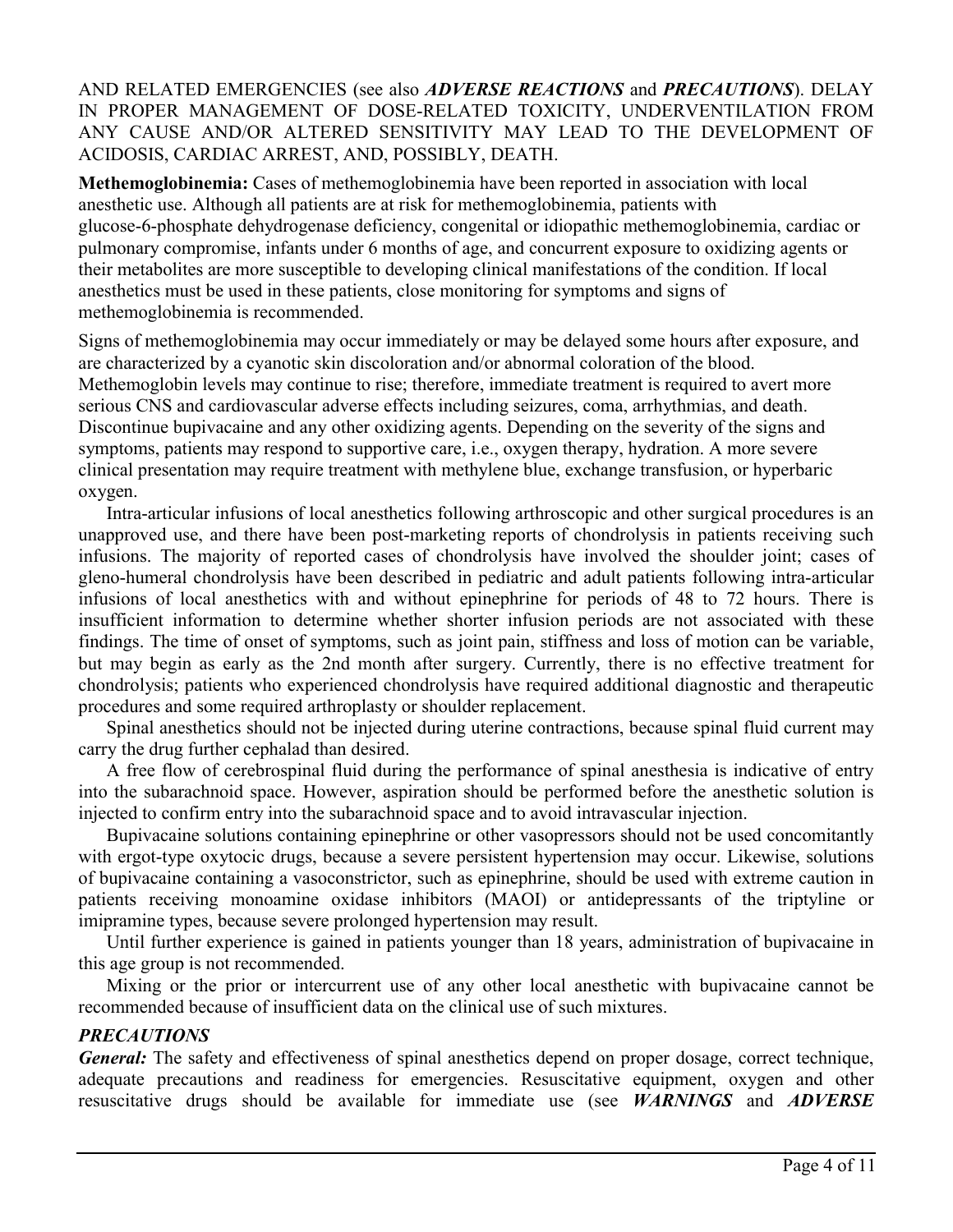AND RELATED EMERGENCIES (see also ***ADVERSE REACTIONS*** and ***PRECAUTIONS***). DELAY IN PROPER MANAGEMENT OF DOSE-RELATED TOXICITY, UNDERVENTILATION FROM ANY CAUSE AND/OR ALTERED SENSITIVITY MAY LEAD TO THE DEVELOPMENT OF ACIDOSIS, CARDIAC ARREST, AND, POSSIBLY, DEATH.

**Methemoglobinemia:** Cases of methemoglobinemia have been reported in association with local anesthetic use. Although all patients are at risk for methemoglobinemia, patients with glucose-6-phosphate dehydrogenase deficiency, congenital or idiopathic methemoglobinemia, cardiac or pulmonary compromise, infants under 6 months of age, and concurrent exposure to oxidizing agents or their metabolites are more susceptible to developing clinical manifestations of the condition. If local anesthetics must be used in these patients, close monitoring for symptoms and signs of methemoglobinemia is recommended.

Signs of methemoglobinemia may occur immediately or may be delayed some hours after exposure, and are characterized by a cyanotic skin discoloration and/or abnormal coloration of the blood. Methemoglobin levels may continue to rise; therefore, immediate treatment is required to avert more serious CNS and cardiovascular adverse effects including seizures, coma, arrhythmias, and death. Discontinue bupivacaine and any other oxidizing agents. Depending on the severity of the signs and symptoms, patients may respond to supportive care, i.e., oxygen therapy, hydration. A more severe clinical presentation may require treatment with methylene blue, exchange transfusion, or hyperbaric oxygen.

Intra-articular infusions of local anesthetics following arthroscopic and other surgical procedures is an unapproved use, and there have been post-marketing reports of chondrolysis in patients receiving such infusions. The majority of reported cases of chondrolysis have involved the shoulder joint; cases of gleno-humeral chondrolysis have been described in pediatric and adult patients following intra-articular infusions of local anesthetics with and without epinephrine for periods of 48 to 72 hours. There is insufficient information to determine whether shorter infusion periods are not associated with these findings. The time of onset of symptoms, such as joint pain, stiffness and loss of motion can be variable, but may begin as early as the 2nd month after surgery. Currently, there is no effective treatment for chondrolysis; patients who experienced chondrolysis have required additional diagnostic and therapeutic procedures and some required arthroplasty or shoulder replacement.

Spinal anesthetics should not be injected during uterine contractions, because spinal fluid current may carry the drug further cephalad than desired.

A free flow of cerebrospinal fluid during the performance of spinal anesthesia is indicative of entry into the subarachnoid space. However, aspiration should be performed before the anesthetic solution is injected to confirm entry into the subarachnoid space and to avoid intravascular injection.

Bupivacaine solutions containing epinephrine or other vasopressors should not be used concomitantly with ergot-type oxytocic drugs, because a severe persistent hypertension may occur. Likewise, solutions of bupivacaine containing a vasoconstrictor, such as epinephrine, should be used with extreme caution in patients receiving monoamine oxidase inhibitors (MAOI) or antidepressants of the triptyline or imipramine types, because severe prolonged hypertension may result.

Until further experience is gained in patients younger than 18 years, administration of bupivacaine in this age group is not recommended.

Mixing or the prior or intercurrent use of any other local anesthetic with bupivacaine cannot be recommended because of insufficient data on the clinical use of such mixtures.

### *PRECAUTIONS*

***General:*** The safety and effectiveness of spinal anesthetics depend on proper dosage, correct technique, adequate precautions and readiness for emergencies. Resuscitative equipment, oxygen and other resuscitative drugs should be available for immediate use (see ***WARNINGS*** and ***ADVERSE***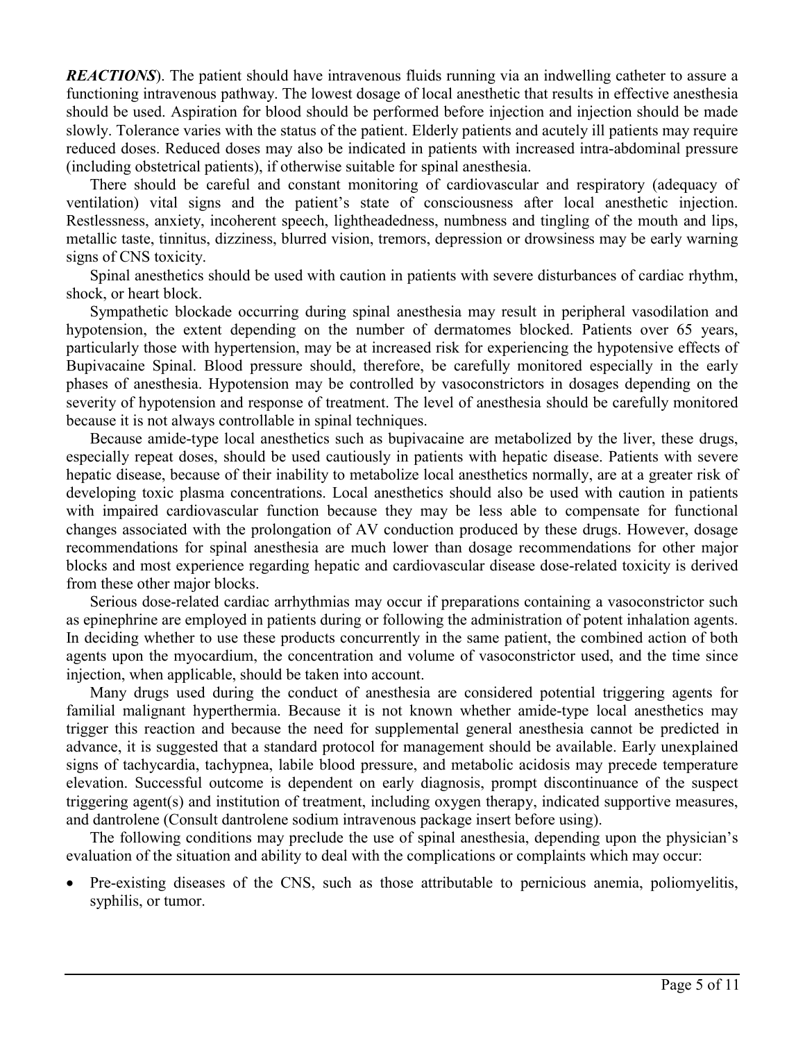***REACTIONS***). The patient should have intravenous fluids running via an indwelling catheter to assure a functioning intravenous pathway. The lowest dosage of local anesthetic that results in effective anesthesia should be used. Aspiration for blood should be performed before injection and injection should be made slowly. Tolerance varies with the status of the patient. Elderly patients and acutely ill patients may require reduced doses. Reduced doses may also be indicated in patients with increased intra-abdominal pressure (including obstetrical patients), if otherwise suitable for spinal anesthesia.

There should be careful and constant monitoring of cardiovascular and respiratory (adequacy of ventilation) vital signs and the patient's state of consciousness after local anesthetic injection. Restlessness, anxiety, incoherent speech, lightheadedness, numbness and tingling of the mouth and lips, metallic taste, tinnitus, dizziness, blurred vision, tremors, depression or drowsiness may be early warning signs of CNS toxicity.

Spinal anesthetics should be used with caution in patients with severe disturbances of cardiac rhythm, shock, or heart block.

Sympathetic blockade occurring during spinal anesthesia may result in peripheral vasodilation and hypotension, the extent depending on the number of dermatomes blocked. Patients over 65 years, particularly those with hypertension, may be at increased risk for experiencing the hypotensive effects of Bupivacaine Spinal. Blood pressure should, therefore, be carefully monitored especially in the early phases of anesthesia. Hypotension may be controlled by vasoconstrictors in dosages depending on the severity of hypotension and response of treatment. The level of anesthesia should be carefully monitored because it is not always controllable in spinal techniques.

Because amide-type local anesthetics such as bupivacaine are metabolized by the liver, these drugs, especially repeat doses, should be used cautiously in patients with hepatic disease. Patients with severe hepatic disease, because of their inability to metabolize local anesthetics normally, are at a greater risk of developing toxic plasma concentrations. Local anesthetics should also be used with caution in patients with impaired cardiovascular function because they may be less able to compensate for functional changes associated with the prolongation of AV conduction produced by these drugs. However, dosage recommendations for spinal anesthesia are much lower than dosage recommendations for other major blocks and most experience regarding hepatic and cardiovascular disease dose-related toxicity is derived from these other major blocks.

Serious dose-related cardiac arrhythmias may occur if preparations containing a vasoconstrictor such as epinephrine are employed in patients during or following the administration of potent inhalation agents. In deciding whether to use these products concurrently in the same patient, the combined action of both agents upon the myocardium, the concentration and volume of vasoconstrictor used, and the time since injection, when applicable, should be taken into account.

Many drugs used during the conduct of anesthesia are considered potential triggering agents for familial malignant hyperthermia. Because it is not known whether amide-type local anesthetics may trigger this reaction and because the need for supplemental general anesthesia cannot be predicted in advance, it is suggested that a standard protocol for management should be available. Early unexplained signs of tachycardia, tachypnea, labile blood pressure, and metabolic acidosis may precede temperature elevation. Successful outcome is dependent on early diagnosis, prompt discontinuance of the suspect triggering agent(s) and institution of treatment, including oxygen therapy, indicated supportive measures, and dantrolene (Consult dantrolene sodium intravenous package insert before using).

The following conditions may preclude the use of spinal anesthesia, depending upon the physician's evaluation of the situation and ability to deal with the complications or complaints which may occur:

- Pre-existing diseases of the CNS, such as those attributable to pernicious anemia, poliomyelitis, syphilis, or tumor.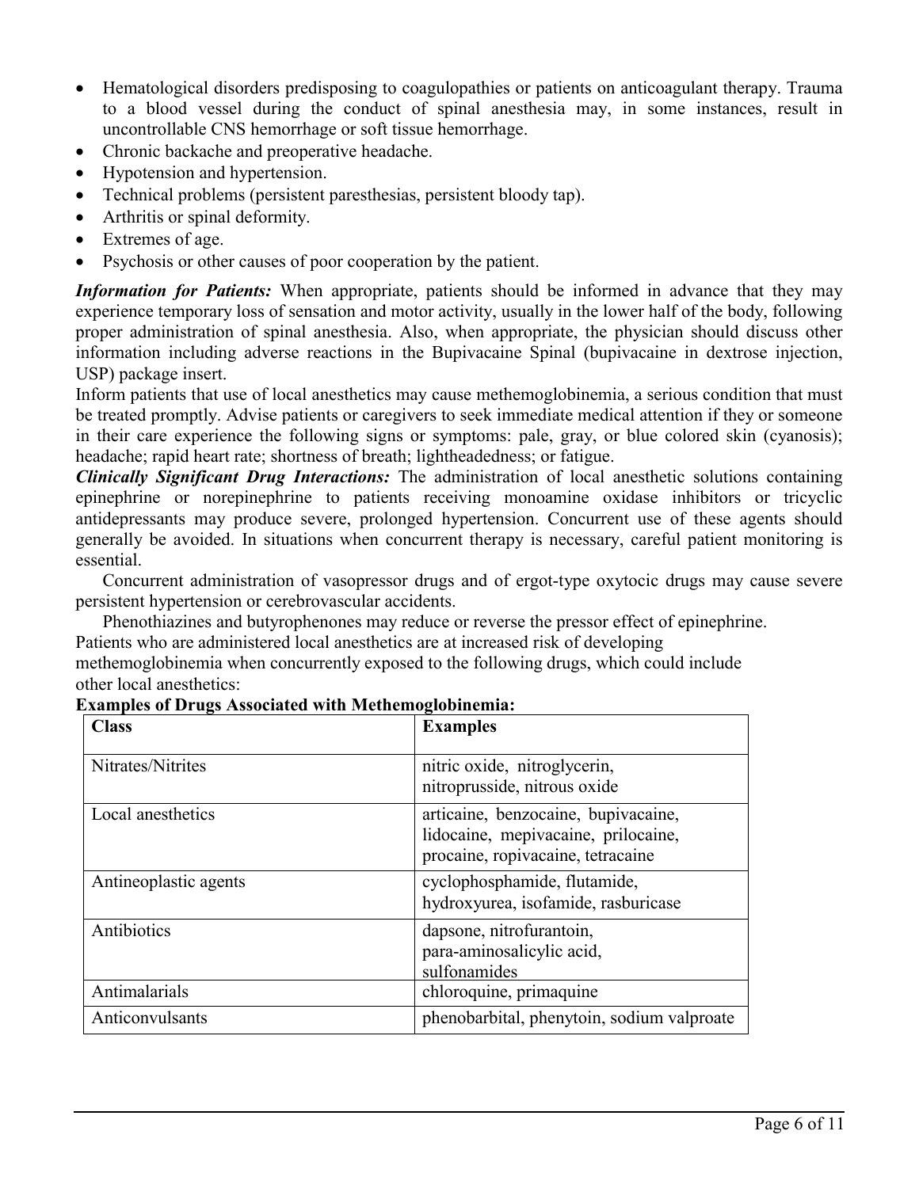- Hematological disorders predisposing to coagulopathies or patients on anticoagulant therapy. Trauma to a blood vessel during the conduct of spinal anesthesia may, in some instances, result in uncontrollable CNS hemorrhage or soft tissue hemorrhage.
- Chronic backache and preoperative headache.
- Hypotension and hypertension.
- Technical problems (persistent paresthesias, persistent bloody tap).
- Arthritis or spinal deformity.
- Extremes of age.
- Psychosis or other causes of poor cooperation by the patient.

***Information for Patients:*** When appropriate, patients should be informed in advance that they may experience temporary loss of sensation and motor activity, usually in the lower half of the body, following proper administration of spinal anesthesia. Also, when appropriate, the physician should discuss other information including adverse reactions in the Bupivacaine Spinal (bupivacaine in dextrose injection, USP) package insert.

Inform patients that use of local anesthetics may cause methemoglobinemia, a serious condition that must be treated promptly. Advise patients or caregivers to seek immediate medical attention if they or someone in their care experience the following signs or symptoms: pale, gray, or blue colored skin (cyanosis); headache; rapid heart rate; shortness of breath; lightheadedness; or fatigue.

***Clinically Significant Drug Interactions:*** The administration of local anesthetic solutions containing epinephrine or norepinephrine to patients receiving monoamine oxidase inhibitors or tricyclic antidepressants may produce severe, prolonged hypertension. Concurrent use of these agents should generally be avoided. In situations when concurrent therapy is necessary, careful patient monitoring is essential.

Concurrent administration of vasopressor drugs and of ergot-type oxytocic drugs may cause severe persistent hypertension or cerebrovascular accidents.

Phenothiazines and butyrophenones may reduce or reverse the pressor effect of epinephrine.

Patients who are administered local anesthetics are at increased risk of developing methemoglobinemia when concurrently exposed to the following drugs, which could include other local anesthetics:

**Examples of Drugs Associated with Methemoglobinemia:**

| Class | Examples |
|---|---|
| Nitrates/Nitrites | nitric oxide, nitroglycerin, nitroprusside, nitrous oxide |
| Local anesthetics | articaine, benzocaine, bupivacaine, lidocaine, mepivacaine, prilocaine, procaine, ropivacaine, tetracaine |
| Antineoplastic agents | cyclophosphamide, flutamide, hydroxyurea, isofamide, rasburicase |
| Antibiotics | dapsone, nitrofurantoin, para-aminosalicylic acid, sulfonamides |
| Antimalarials | chloroquine, primaquine |
| Anticonvulsants | phenobarbital, phenytoin, sodium valproate |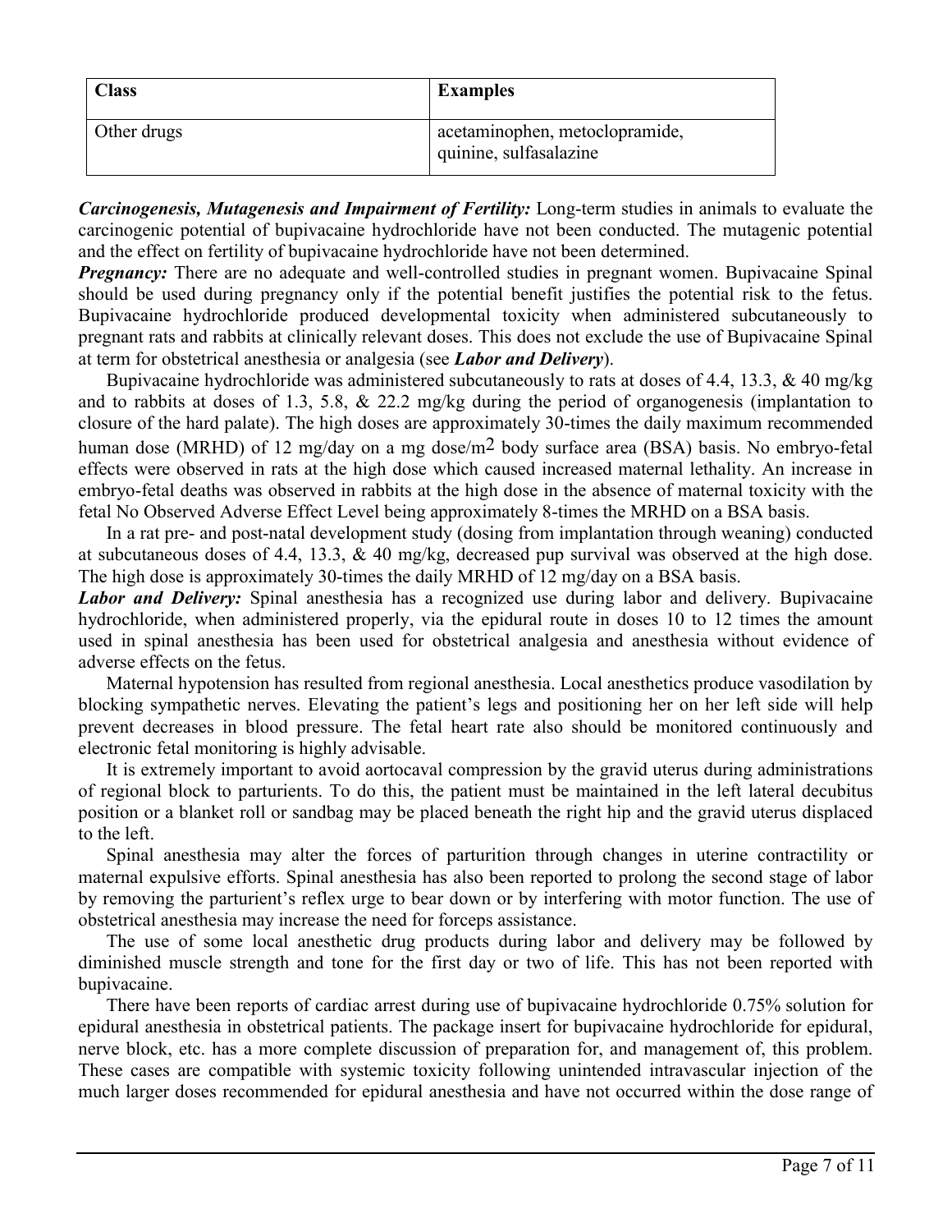| Class | Examples |
| --- | --- |
| Other drugs | acetaminophen, metoclopramide, quinine, sulfasalazine |

***Carcinogenesis, Mutagenesis and Impairment of Fertility:*** Long-term studies in animals to evaluate the carcinogenic potential of bupivacaine hydrochloride have not been conducted. The mutagenic potential and the effect on fertility of bupivacaine hydrochloride have not been determined.

***Pregnancy:*** There are no adequate and well-controlled studies in pregnant women. Bupivacaine Spinal should be used during pregnancy only if the potential benefit justifies the potential risk to the fetus. Bupivacaine hydrochloride produced developmental toxicity when administered subcutaneously to pregnant rats and rabbits at clinically relevant doses. This does not exclude the use of Bupivacaine Spinal at term for obstetrical anesthesia or analgesia (see ***Labor and Delivery***).

Bupivacaine hydrochloride was administered subcutaneously to rats at doses of 4.4, 13.3, & 40 mg/kg and to rabbits at doses of 1.3, 5.8, & 22.2 mg/kg during the period of organogenesis (implantation to closure of the hard palate). The high doses are approximately 30-times the daily maximum recommended human dose (MRHD) of 12 mg/day on a mg dose/$m^2$ body surface area (BSA) basis. No embryo-fetal effects were observed in rats at the high dose which caused increased maternal lethality. An increase in embryo-fetal deaths was observed in rabbits at the high dose in the absence of maternal toxicity with the fetal No Observed Adverse Effect Level being approximately 8-times the MRHD on a BSA basis.

In a rat pre- and post-natal development study (dosing from implantation through weaning) conducted at subcutaneous doses of 4.4, 13.3, & 40 mg/kg, decreased pup survival was observed at the high dose. The high dose is approximately 30-times the daily MRHD of 12 mg/day on a BSA basis.

***Labor and Delivery:*** Spinal anesthesia has a recognized use during labor and delivery. Bupivacaine hydrochloride, when administered properly, via the epidural route in doses 10 to 12 times the amount used in spinal anesthesia has been used for obstetrical analgesia and anesthesia without evidence of adverse effects on the fetus.

Maternal hypotension has resulted from regional anesthesia. Local anesthetics produce vasodilation by blocking sympathetic nerves. Elevating the patient's legs and positioning her on her left side will help prevent decreases in blood pressure. The fetal heart rate also should be monitored continuously and electronic fetal monitoring is highly advisable.

It is extremely important to avoid aortocaval compression by the gravid uterus during administrations of regional block to parturients. To do this, the patient must be maintained in the left lateral decubitus position or a blanket roll or sandbag may be placed beneath the right hip and the gravid uterus displaced to the left.

Spinal anesthesia may alter the forces of parturition through changes in uterine contractility or maternal expulsive efforts. Spinal anesthesia has also been reported to prolong the second stage of labor by removing the parturient's reflex urge to bear down or by interfering with motor function. The use of obstetrical anesthesia may increase the need for forceps assistance.

The use of some local anesthetic drug products during labor and delivery may be followed by diminished muscle strength and tone for the first day or two of life. This has not been reported with bupivacaine.

There have been reports of cardiac arrest during use of bupivacaine hydrochloride 0.75% solution for epidural anesthesia in obstetrical patients. The package insert for bupivacaine hydrochloride for epidural, nerve block, etc. has a more complete discussion of preparation for, and management of, this problem. These cases are compatible with systemic toxicity following unintended intravascular injection of the much larger doses recommended for epidural anesthesia and have not occurred within the dose range of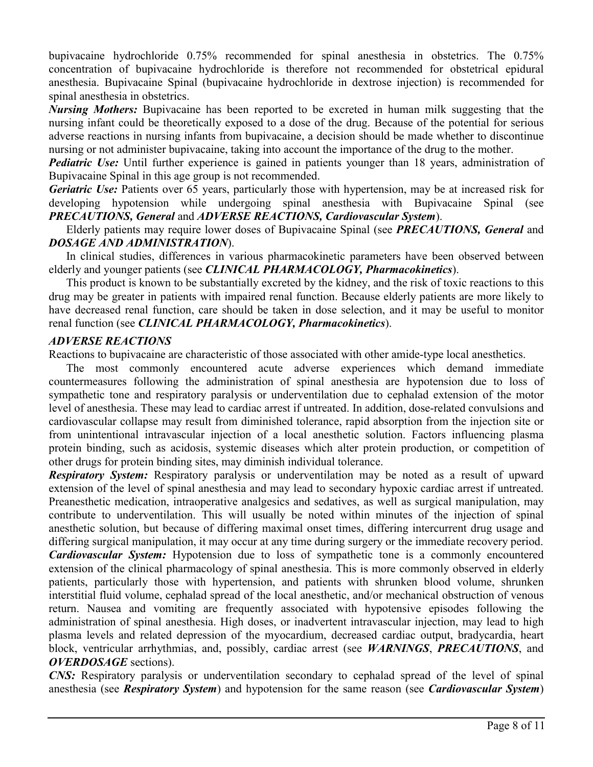bupivacaine hydrochloride 0.75% recommended for spinal anesthesia in obstetrics. The 0.75% concentration of bupivacaine hydrochloride is therefore not recommended for obstetrical epidural anesthesia. Bupivacaine Spinal (bupivacaine hydrochloride in dextrose injection) is recommended for spinal anesthesia in obstetrics.

***Nursing Mothers:*** Bupivacaine has been reported to be excreted in human milk suggesting that the nursing infant could be theoretically exposed to a dose of the drug. Because of the potential for serious adverse reactions in nursing infants from bupivacaine, a decision should be made whether to discontinue nursing or not administer bupivacaine, taking into account the importance of the drug to the mother.

***Pediatric Use:*** Until further experience is gained in patients younger than 18 years, administration of Bupivacaine Spinal in this age group is not recommended.

***Geriatric Use:*** Patients over 65 years, particularly those with hypertension, may be at increased risk for developing hypotension while undergoing spinal anesthesia with Bupivacaine Spinal (see ***PRECAUTIONS, General*** and ***ADVERSE REACTIONS, Cardiovascular System***).

Elderly patients may require lower doses of Bupivacaine Spinal (see ***PRECAUTIONS, General*** and ***DOSAGE AND ADMINISTRATION***).

In clinical studies, differences in various pharmacokinetic parameters have been observed between elderly and younger patients (see ***CLINICAL PHARMACOLOGY, Pharmacokinetics***).

This product is known to be substantially excreted by the kidney, and the risk of toxic reactions to this drug may be greater in patients with impaired renal function. Because elderly patients are more likely to have decreased renal function, care should be taken in dose selection, and it may be useful to monitor renal function (see ***CLINICAL PHARMACOLOGY, Pharmacokinetics***).

## *ADVERSE REACTIONS*

Reactions to bupivacaine are characteristic of those associated with other amide-type local anesthetics.

The most commonly encountered acute adverse experiences which demand immediate countermeasures following the administration of spinal anesthesia are hypotension due to loss of sympathetic tone and respiratory paralysis or underventilation due to cephalad extension of the motor level of anesthesia. These may lead to cardiac arrest if untreated. In addition, dose-related convulsions and cardiovascular collapse may result from diminished tolerance, rapid absorption from the injection site or from unintentional intravascular injection of a local anesthetic solution. Factors influencing plasma protein binding, such as acidosis, systemic diseases which alter protein production, or competition of other drugs for protein binding sites, may diminish individual tolerance.

***Respiratory System:*** Respiratory paralysis or underventilation may be noted as a result of upward extension of the level of spinal anesthesia and may lead to secondary hypoxic cardiac arrest if untreated. Preanesthetic medication, intraoperative analgesics and sedatives, as well as surgical manipulation, may contribute to underventilation. This will usually be noted within minutes of the injection of spinal anesthetic solution, but because of differing maximal onset times, differing intercurrent drug usage and differing surgical manipulation, it may occur at any time during surgery or the immediate recovery period.

***Cardiovascular System:*** Hypotension due to loss of sympathetic tone is a commonly encountered extension of the clinical pharmacology of spinal anesthesia. This is more commonly observed in elderly patients, particularly those with hypertension, and patients with shrunken blood volume, shrunken interstitial fluid volume, cephalad spread of the local anesthetic, and/or mechanical obstruction of venous return. Nausea and vomiting are frequently associated with hypotensive episodes following the administration of spinal anesthesia. High doses, or inadvertent intravascular injection, may lead to high plasma levels and related depression of the myocardium, decreased cardiac output, bradycardia, heart block, ventricular arrhythmias, and, possibly, cardiac arrest (see ***WARNINGS***, ***PRECAUTIONS***, and ***OVERDOSAGE*** sections).

***CNS:*** Respiratory paralysis or underventilation secondary to cephalad spread of the level of spinal anesthesia (see ***Respiratory System***) and hypotension for the same reason (see ***Cardiovascular System***)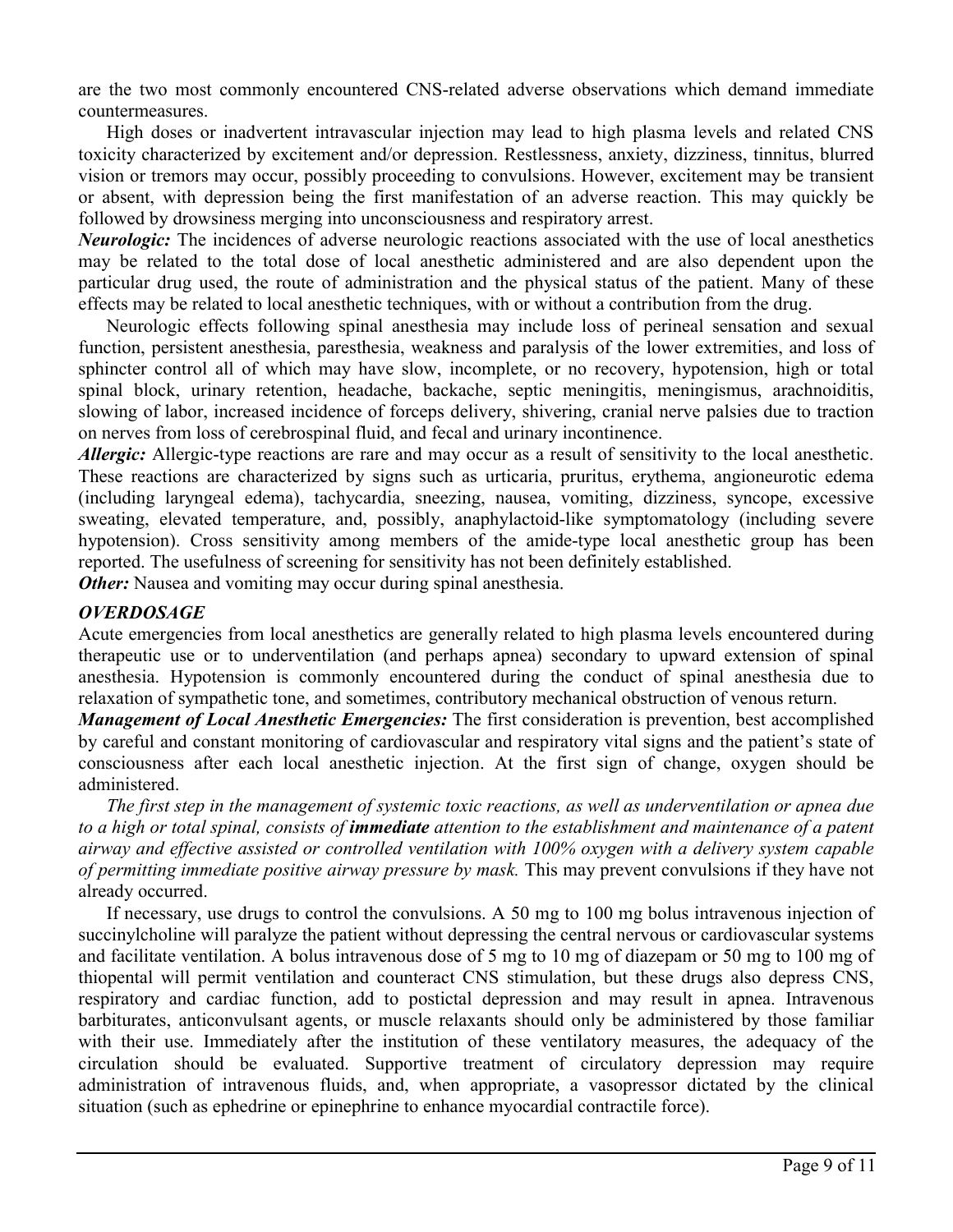are the two most commonly encountered CNS-related adverse observations which demand immediate countermeasures.

High doses or inadvertent intravascular injection may lead to high plasma levels and related CNS toxicity characterized by excitement and/or depression. Restlessness, anxiety, dizziness, tinnitus, blurred vision or tremors may occur, possibly proceeding to convulsions. However, excitement may be transient or absent, with depression being the first manifestation of an adverse reaction. This may quickly be followed by drowsiness merging into unconsciousness and respiratory arrest.

***Neurologic:*** The incidences of adverse neurologic reactions associated with the use of local anesthetics may be related to the total dose of local anesthetic administered and are also dependent upon the particular drug used, the route of administration and the physical status of the patient. Many of these effects may be related to local anesthetic techniques, with or without a contribution from the drug.

Neurologic effects following spinal anesthesia may include loss of perineal sensation and sexual function, persistent anesthesia, paresthesia, weakness and paralysis of the lower extremities, and loss of sphincter control all of which may have slow, incomplete, or no recovery, hypotension, high or total spinal block, urinary retention, headache, backache, septic meningitis, meningismus, arachnoiditis, slowing of labor, increased incidence of forceps delivery, shivering, cranial nerve palsies due to traction on nerves from loss of cerebrospinal fluid, and fecal and urinary incontinence.

***Allergic:*** Allergic-type reactions are rare and may occur as a result of sensitivity to the local anesthetic. These reactions are characterized by signs such as urticaria, pruritus, erythema, angioneurotic edema (including laryngeal edema), tachycardia, sneezing, nausea, vomiting, dizziness, syncope, excessive sweating, elevated temperature, and, possibly, anaphylactoid-like symptomatology (including severe hypotension). Cross sensitivity among members of the amide-type local anesthetic group has been reported. The usefulness of screening for sensitivity has not been definitely established.

***Other:*** Nausea and vomiting may occur during spinal anesthesia.

### *OVERDOSAGE*

Acute emergencies from local anesthetics are generally related to high plasma levels encountered during therapeutic use or to underventilation (and perhaps apnea) secondary to upward extension of spinal anesthesia. Hypotension is commonly encountered during the conduct of spinal anesthesia due to relaxation of sympathetic tone, and sometimes, contributory mechanical obstruction of venous return.

***Management of Local Anesthetic Emergencies:*** The first consideration is prevention, best accomplished by careful and constant monitoring of cardiovascular and respiratory vital signs and the patient's state of consciousness after each local anesthetic injection. At the first sign of change, oxygen should be administered.

*The first step in the management of systemic toxic reactions, as well as underventilation or apnea due to a high or total spinal, consists of* ***immediate*** *attention to the establishment and maintenance of a patent airway and effective assisted or controlled ventilation with 100% oxygen with a delivery system capable of permitting immediate positive airway pressure by mask.* This may prevent convulsions if they have not already occurred.

If necessary, use drugs to control the convulsions. A 50 mg to 100 mg bolus intravenous injection of succinylcholine will paralyze the patient without depressing the central nervous or cardiovascular systems and facilitate ventilation. A bolus intravenous dose of 5 mg to 10 mg of diazepam or 50 mg to 100 mg of thiopental will permit ventilation and counteract CNS stimulation, but these drugs also depress CNS, respiratory and cardiac function, add to postictal depression and may result in apnea. Intravenous barbiturates, anticonvulsant agents, or muscle relaxants should only be administered by those familiar with their use. Immediately after the institution of these ventilatory measures, the adequacy of the circulation should be evaluated. Supportive treatment of circulatory depression may require administration of intravenous fluids, and, when appropriate, a vasopressor dictated by the clinical situation (such as ephedrine or epinephrine to enhance myocardial contractile force).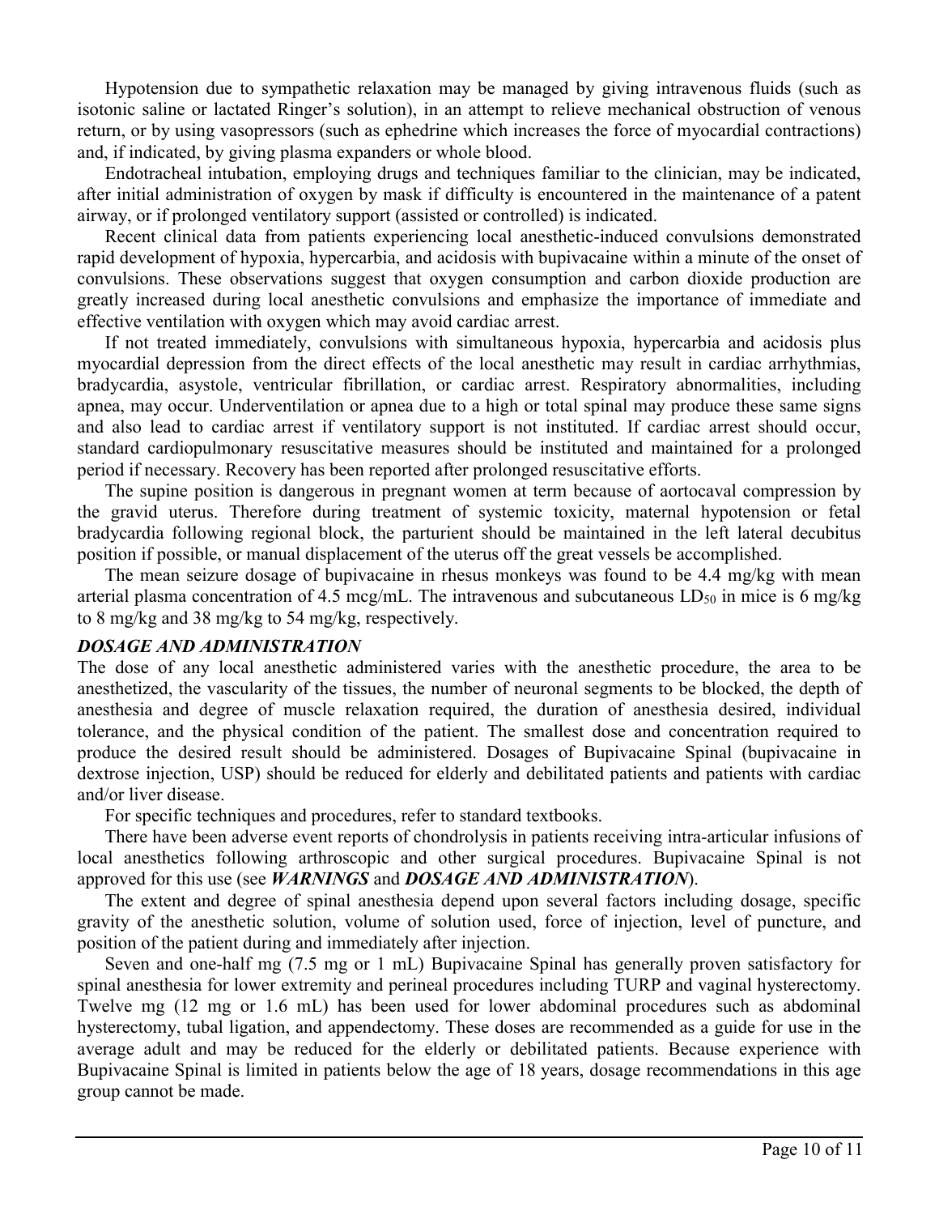Hypotension due to sympathetic relaxation may be managed by giving intravenous fluids (such as isotonic saline or lactated Ringer's solution), in an attempt to relieve mechanical obstruction of venous return, or by using vasopressors (such as ephedrine which increases the force of myocardial contractions) and, if indicated, by giving plasma expanders or whole blood.

Endotracheal intubation, employing drugs and techniques familiar to the clinician, may be indicated, after initial administration of oxygen by mask if difficulty is encountered in the maintenance of a patent airway, or if prolonged ventilatory support (assisted or controlled) is indicated.

Recent clinical data from patients experiencing local anesthetic-induced convulsions demonstrated rapid development of hypoxia, hypercarbia, and acidosis with bupivacaine within a minute of the onset of convulsions. These observations suggest that oxygen consumption and carbon dioxide production are greatly increased during local anesthetic convulsions and emphasize the importance of immediate and effective ventilation with oxygen which may avoid cardiac arrest.

If not treated immediately, convulsions with simultaneous hypoxia, hypercarbia and acidosis plus myocardial depression from the direct effects of the local anesthetic may result in cardiac arrhythmias, bradycardia, asystole, ventricular fibrillation, or cardiac arrest. Respiratory abnormalities, including apnea, may occur. Underventilation or apnea due to a high or total spinal may produce these same signs and also lead to cardiac arrest if ventilatory support is not instituted. If cardiac arrest should occur, standard cardiopulmonary resuscitative measures should be instituted and maintained for a prolonged period if necessary. Recovery has been reported after prolonged resuscitative efforts.

The supine position is dangerous in pregnant women at term because of aortocaval compression by the gravid uterus. Therefore during treatment of systemic toxicity, maternal hypotension or fetal bradycardia following regional block, the parturient should be maintained in the left lateral decubitus position if possible, or manual displacement of the uterus off the great vessels be accomplished.

The mean seizure dosage of bupivacaine in rhesus monkeys was found to be 4.4 mg/kg with mean arterial plasma concentration of 4.5 mcg/mL. The intravenous and subcutaneous $LD_{50}$ in mice is 6 mg/kg to 8 mg/kg and 38 mg/kg to 54 mg/kg, respectively.

### ***DOSAGE AND ADMINISTRATION***

The dose of any local anesthetic administered varies with the anesthetic procedure, the area to be anesthetized, the vascularity of the tissues, the number of neuronal segments to be blocked, the depth of anesthesia and degree of muscle relaxation required, the duration of anesthesia desired, individual tolerance, and the physical condition of the patient. The smallest dose and concentration required to produce the desired result should be administered. Dosages of Bupivacaine Spinal (bupivacaine in dextrose injection, USP) should be reduced for elderly and debilitated patients and patients with cardiac and/or liver disease.

For specific techniques and procedures, refer to standard textbooks.

There have been adverse event reports of chondrolysis in patients receiving intra-articular infusions of local anesthetics following arthroscopic and other surgical procedures. Bupivacaine Spinal is not approved for this use (see ***WARNINGS*** and ***DOSAGE AND ADMINISTRATION***).

The extent and degree of spinal anesthesia depend upon several factors including dosage, specific gravity of the anesthetic solution, volume of solution used, force of injection, level of puncture, and position of the patient during and immediately after injection.

Seven and one-half mg (7.5 mg or 1 mL) Bupivacaine Spinal has generally proven satisfactory for spinal anesthesia for lower extremity and perineal procedures including TURP and vaginal hysterectomy. Twelve mg (12 mg or 1.6 mL) has been used for lower abdominal procedures such as abdominal hysterectomy, tubal ligation, and appendectomy. These doses are recommended as a guide for use in the average adult and may be reduced for the elderly or debilitated patients. Because experience with Bupivacaine Spinal is limited in patients below the age of 18 years, dosage recommendations in this age group cannot be made.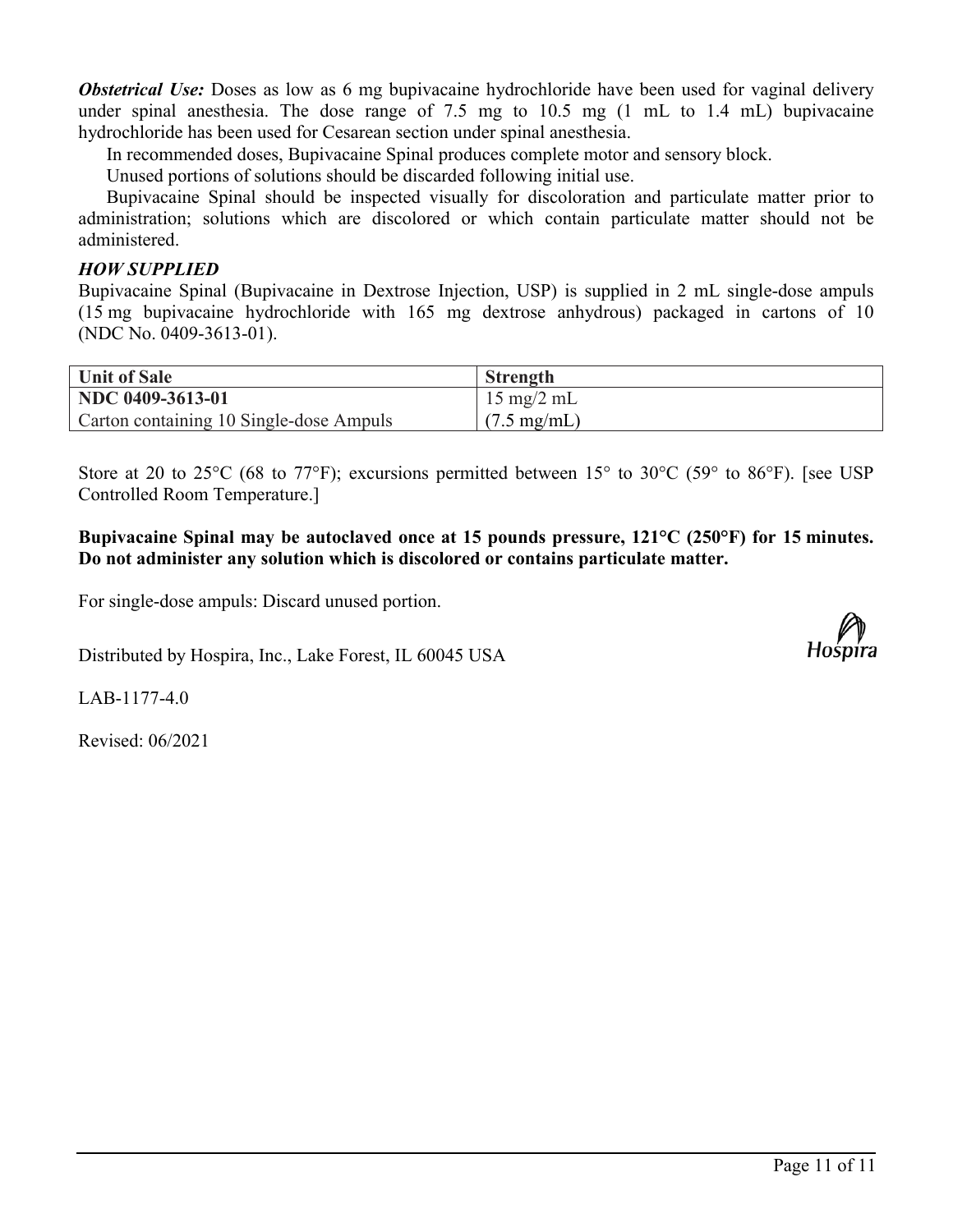***Obstetrical Use:*** Doses as low as 6 mg bupivacaine hydrochloride have been used for vaginal delivery under spinal anesthesia. The dose range of 7.5 mg to 10.5 mg (1 mL to 1.4 mL) bupivacaine hydrochloride has been used for Cesarean section under spinal anesthesia.

In recommended doses, Bupivacaine Spinal produces complete motor and sensory block.

Unused portions of solutions should be discarded following initial use.

Bupivacaine Spinal should be inspected visually for discoloration and particulate matter prior to administration; solutions which are discolored or which contain particulate matter should not be administered.

### *HOW SUPPLIED*

Bupivacaine Spinal (Bupivacaine in Dextrose Injection, USP) is supplied in 2 mL single-dose ampuls (15 mg bupivacaine hydrochloride with 165 mg dextrose anhydrous) packaged in cartons of 10 (NDC No. 0409-3613-01).

| Unit of Sale | Strength |
|---|---|
| **NDC 0409-3613-01**<br>Carton containing 10 Single-dose Ampuls | 15 mg/2 mL<br>(7.5 mg/mL) |

Store at 20 to 25°C (68 to 77°F); excursions permitted between 15° to 30°C (59° to 86°F). [see USP Controlled Room Temperature.]

**Bupivacaine Spinal may be autoclaved once at 15 pounds pressure, 121°C (250°F) for 15 minutes. Do not administer any solution which is discolored or contains particulate matter.**

For single-dose ampuls: Discard unused portion.

Distributed by Hospira, Inc., Lake Forest, IL 60045 USA

Hospira

LAB-1177-4.0

Revised: 06/2021